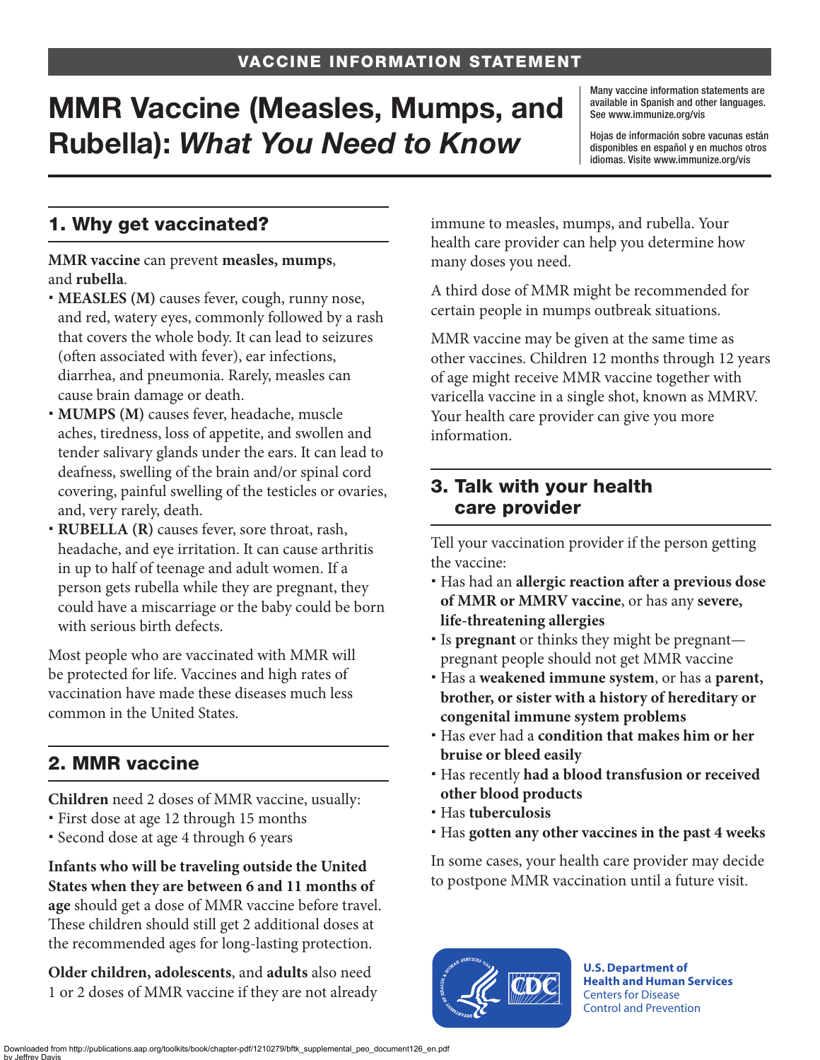VACCINE INFORMATION STATEMENT

# MMR Vaccine (Measles, Mumps, and Rubella): *What You Need to Know*

Many vaccine information statements are available in Spanish and other languages. See www.immunize.org/vis

Hojas de información sobre vacunas están disponibles en español y en muchos otros idiomas. Visite www.immunize.org/vis

## 1. Why get vaccinated?

**MMR vaccine** can prevent **measles, mumps**, and **rubella**.

- **MEASLES (M)** causes fever, cough, runny nose, and red, watery eyes, commonly followed by a rash that covers the whole body. It can lead to seizures (often associated with fever), ear infections, diarrhea, and pneumonia. Rarely, measles can cause brain damage or death.
- **MUMPS (M)** causes fever, headache, muscle aches, tiredness, loss of appetite, and swollen and tender salivary glands under the ears. It can lead to deafness, swelling of the brain and/or spinal cord covering, painful swelling of the testicles or ovaries, and, very rarely, death.
- **RUBELLA (R)** causes fever, sore throat, rash, headache, and eye irritation. It can cause arthritis in up to half of teenage and adult women. If a person gets rubella while they are pregnant, they could have a miscarriage or the baby could be born with serious birth defects.

Most people who are vaccinated with MMR will be protected for life. Vaccines and high rates of vaccination have made these diseases much less common in the United States.

## 2. MMR vaccine

**Children** need 2 doses of MMR vaccine, usually:

- First dose at age 12 through 15 months
- Second dose at age 4 through 6 years

**Infants who will be traveling outside the United States when they are between 6 and 11 months of age** should get a dose of MMR vaccine before travel. These children should still get 2 additional doses at the recommended ages for long-lasting protection.

**Older children, adolescents**, and **adults** also need 1 or 2 doses of MMR vaccine if they are not already immune to measles, mumps, and rubella. Your health care provider can help you determine how many doses you need.

A third dose of MMR might be recommended for certain people in mumps outbreak situations.

MMR vaccine may be given at the same time as other vaccines. Children 12 months through 12 years of age might receive MMR vaccine together with varicella vaccine in a single shot, known as MMRV. Your health care provider can give you more information.

## 3. Talk with your health care provider

Tell your vaccination provider if the person getting the vaccine:

- Has had an **allergic reaction after a previous dose of MMR or MMRV vaccine**, or has any **severe, life-threatening allergies**
- Is **pregnant** or thinks they might be pregnant—pregnant people should not get MMR vaccine
- Has a **weakened immune system**, or has a **parent, brother, or sister with a history of hereditary or congenital immune system problems**
- Has ever had a **condition that makes him or her bruise or bleed easily**
- Has recently **had a blood transfusion or received other blood products**
- Has **tuberculosis**
- Has **gotten any other vaccines in the past 4 weeks**

In some cases, your health care provider may decide to postpone MMR vaccination until a future visit.

**U.S. Department of Health and Human Services**
Centers for Disease Control and Prevention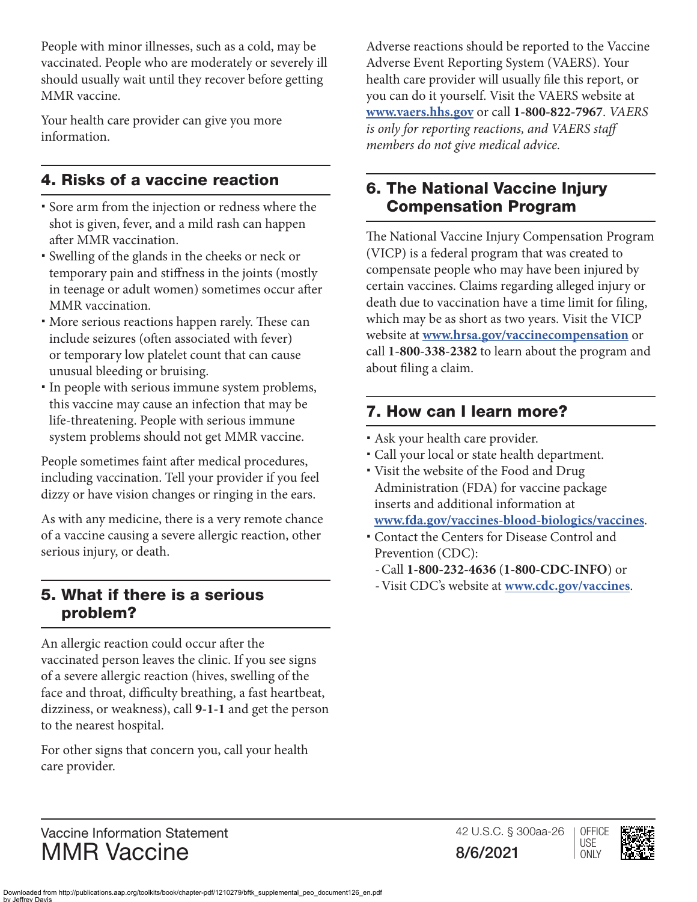People with minor illnesses, such as a cold, may be vaccinated. People who are moderately or severely ill should usually wait until they recover before getting MMR vaccine.

Your health care provider can give you more information.

## 4. Risks of a vaccine reaction

- Sore arm from the injection or redness where the shot is given, fever, and a mild rash can happen after MMR vaccination.
- Swelling of the glands in the cheeks or neck or temporary pain and stiffness in the joints (mostly in teenage or adult women) sometimes occur after MMR vaccination.
- More serious reactions happen rarely. These can include seizures (often associated with fever) or temporary low platelet count that can cause unusual bleeding or bruising.
- In people with serious immune system problems, this vaccine may cause an infection that may be life-threatening. People with serious immune system problems should not get MMR vaccine.

People sometimes faint after medical procedures, including vaccination. Tell your provider if you feel dizzy or have vision changes or ringing in the ears.

As with any medicine, there is a very remote chance of a vaccine causing a severe allergic reaction, other serious injury, or death.

## 5. What if there is a serious problem?

An allergic reaction could occur after the vaccinated person leaves the clinic. If you see signs of a severe allergic reaction (hives, swelling of the face and throat, difficulty breathing, a fast heartbeat, dizziness, or weakness), call **9-1-1** and get the person to the nearest hospital.

For other signs that concern you, call your health care provider.

Adverse reactions should be reported to the Vaccine Adverse Event Reporting System (VAERS). Your health care provider will usually file this report, or you can do it yourself. Visit the VAERS website at **www.vaers.hhs.gov** or call **1-800-822-7967**. *VAERS is only for reporting reactions, and VAERS staff members do not give medical advice.*

## 6. The National Vaccine Injury Compensation Program

The National Vaccine Injury Compensation Program (VICP) is a federal program that was created to compensate people who may have been injured by certain vaccines. Claims regarding alleged injury or death due to vaccination have a time limit for filing, which may be as short as two years. Visit the VICP website at **www.hrsa.gov/vaccinecompensation** or call **1-800-338-2382** to learn about the program and about filing a claim.

## 7. How can I learn more?

- Ask your health care provider.
- Call your local or state health department.
- Visit the website of the Food and Drug Administration (FDA) for vaccine package inserts and additional information at **www.fda.gov/vaccines-blood-biologics/vaccines**.
- Contact the Centers for Disease Control and Prevention (CDC):
  - Call **1-800-232-4636** (**1-800-CDC-INFO**) or
  - Visit CDC's website at **www.cdc.gov/vaccines**.

Vaccine Information Statement
MMR Vaccine

42 U.S.C. § 300aa-26
**8/6/2021**

OFFICE USE ONLY